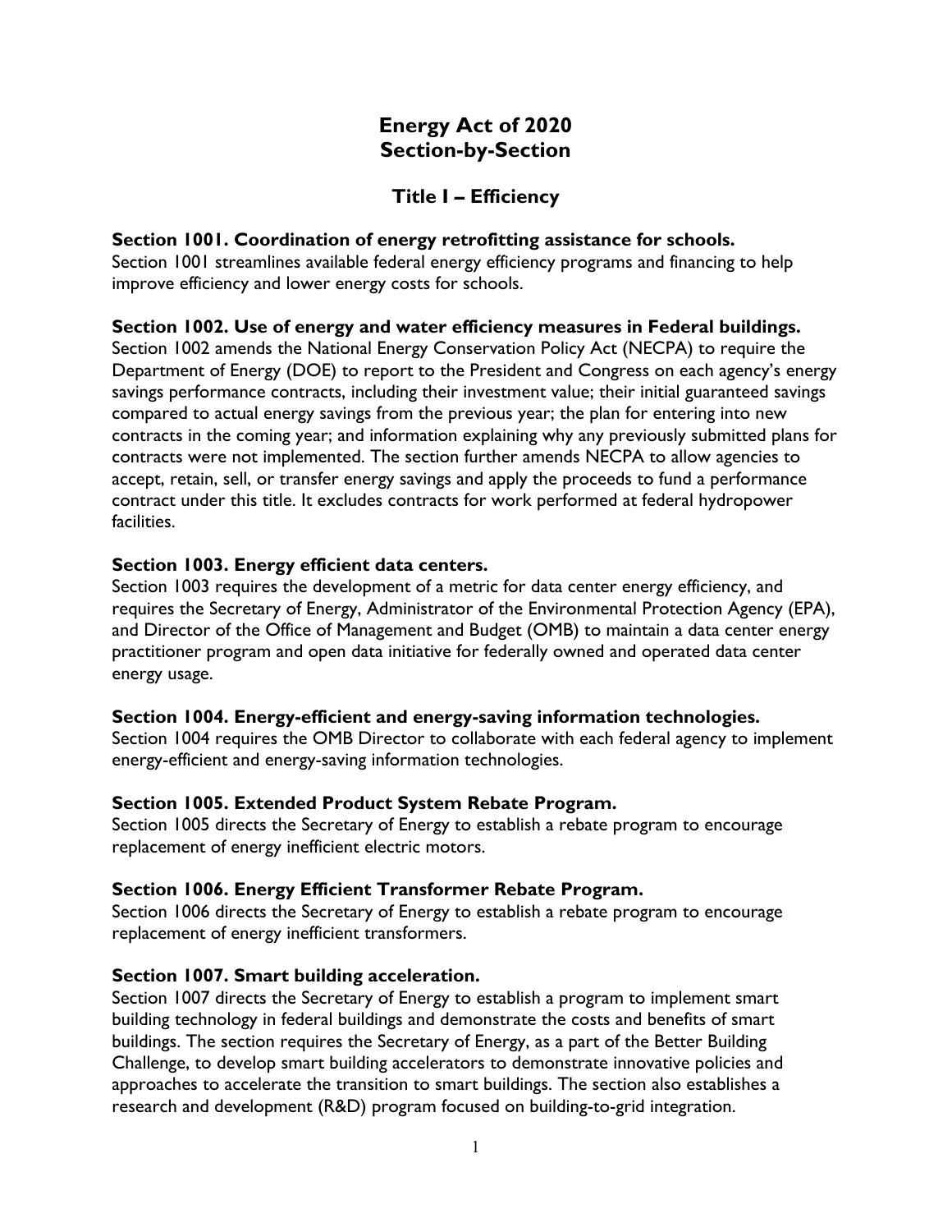# Energy Act of 2020
# Section-by-Section

## Title I – Efficiency

**Section 1001. Coordination of energy retrofitting assistance for schools.**
Section 1001 streamlines available federal energy efficiency programs and financing to help improve efficiency and lower energy costs for schools.

**Section 1002. Use of energy and water efficiency measures in Federal buildings.**
Section 1002 amends the National Energy Conservation Policy Act (NECPA) to require the Department of Energy (DOE) to report to the President and Congress on each agency's energy savings performance contracts, including their investment value; their initial guaranteed savings compared to actual energy savings from the previous year; the plan for entering into new contracts in the coming year; and information explaining why any previously submitted plans for contracts were not implemented. The section further amends NECPA to allow agencies to accept, retain, sell, or transfer energy savings and apply the proceeds to fund a performance contract under this title. It excludes contracts for work performed at federal hydropower facilities.

**Section 1003. Energy efficient data centers.**
Section 1003 requires the development of a metric for data center energy efficiency, and requires the Secretary of Energy, Administrator of the Environmental Protection Agency (EPA), and Director of the Office of Management and Budget (OMB) to maintain a data center energy practitioner program and open data initiative for federally owned and operated data center energy usage.

**Section 1004. Energy-efficient and energy-saving information technologies.**
Section 1004 requires the OMB Director to collaborate with each federal agency to implement energy-efficient and energy-saving information technologies.

**Section 1005. Extended Product System Rebate Program.**
Section 1005 directs the Secretary of Energy to establish a rebate program to encourage replacement of energy inefficient electric motors.

**Section 1006. Energy Efficient Transformer Rebate Program.**
Section 1006 directs the Secretary of Energy to establish a rebate program to encourage replacement of energy inefficient transformers.

**Section 1007. Smart building acceleration.**
Section 1007 directs the Secretary of Energy to establish a program to implement smart building technology in federal buildings and demonstrate the costs and benefits of smart buildings. The section requires the Secretary of Energy, as a part of the Better Building Challenge, to develop smart building accelerators to demonstrate innovative policies and approaches to accelerate the transition to smart buildings. The section also establishes a research and development (R&D) program focused on building-to-grid integration.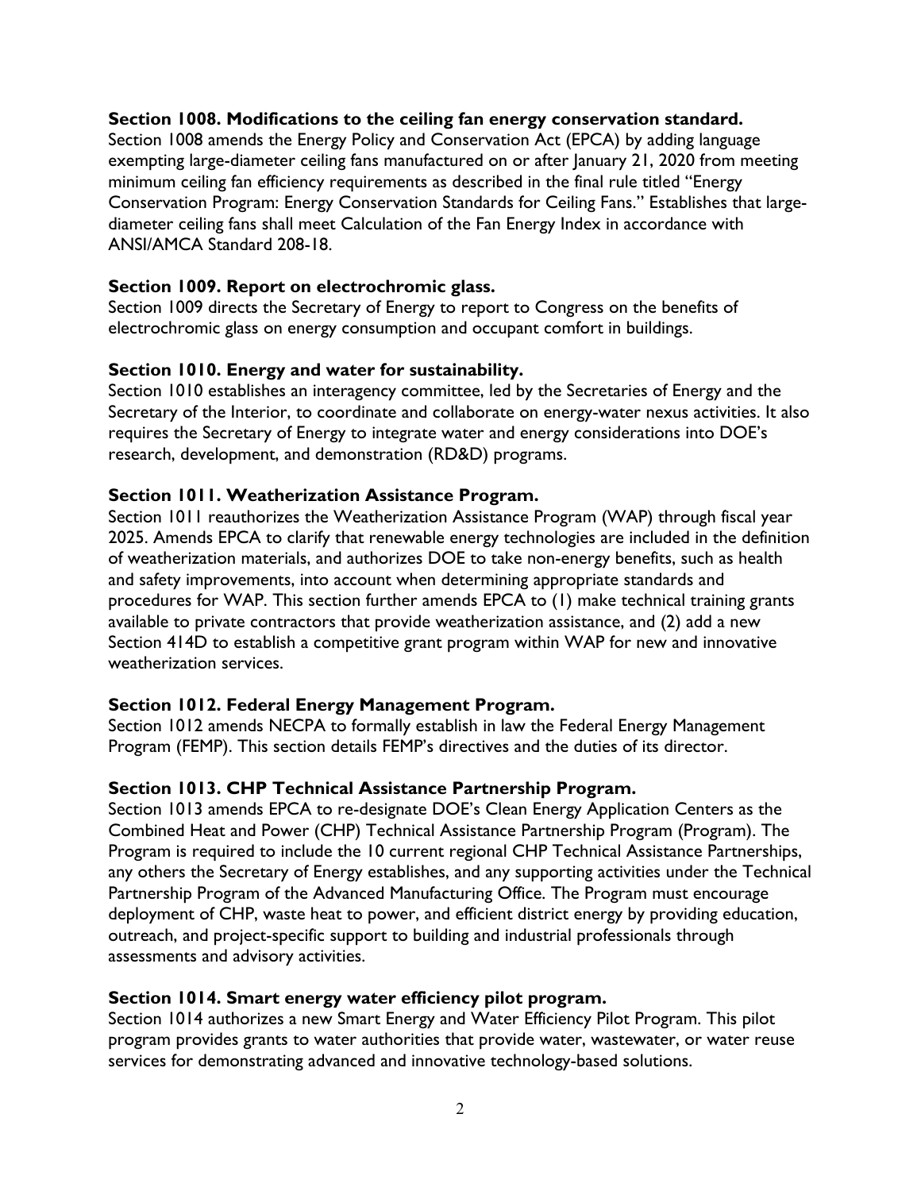**Section 1008. Modifications to the ceiling fan energy conservation standard.**
Section 1008 amends the Energy Policy and Conservation Act (EPCA) by adding language exempting large-diameter ceiling fans manufactured on or after January 21, 2020 from meeting minimum ceiling fan efficiency requirements as described in the final rule titled "Energy Conservation Program: Energy Conservation Standards for Ceiling Fans." Establishes that large-diameter ceiling fans shall meet Calculation of the Fan Energy Index in accordance with ANSI/AMCA Standard 208-18.

**Section 1009. Report on electrochromic glass.**
Section 1009 directs the Secretary of Energy to report to Congress on the benefits of electrochromic glass on energy consumption and occupant comfort in buildings.

**Section 1010. Energy and water for sustainability.**
Section 1010 establishes an interagency committee, led by the Secretaries of Energy and the Secretary of the Interior, to coordinate and collaborate on energy-water nexus activities. It also requires the Secretary of Energy to integrate water and energy considerations into DOE's research, development, and demonstration (RD&D) programs.

**Section 1011. Weatherization Assistance Program.**
Section 1011 reauthorizes the Weatherization Assistance Program (WAP) through fiscal year 2025. Amends EPCA to clarify that renewable energy technologies are included in the definition of weatherization materials, and authorizes DOE to take non-energy benefits, such as health and safety improvements, into account when determining appropriate standards and procedures for WAP. This section further amends EPCA to (1) make technical training grants available to private contractors that provide weatherization assistance, and (2) add a new Section 414D to establish a competitive grant program within WAP for new and innovative weatherization services.

**Section 1012. Federal Energy Management Program.**
Section 1012 amends NECPA to formally establish in law the Federal Energy Management Program (FEMP). This section details FEMP's directives and the duties of its director.

**Section 1013. CHP Technical Assistance Partnership Program.**
Section 1013 amends EPCA to re-designate DOE's Clean Energy Application Centers as the Combined Heat and Power (CHP) Technical Assistance Partnership Program (Program). The Program is required to include the 10 current regional CHP Technical Assistance Partnerships, any others the Secretary of Energy establishes, and any supporting activities under the Technical Partnership Program of the Advanced Manufacturing Office. The Program must encourage deployment of CHP, waste heat to power, and efficient district energy by providing education, outreach, and project-specific support to building and industrial professionals through assessments and advisory activities.

**Section 1014. Smart energy water efficiency pilot program.**
Section 1014 authorizes a new Smart Energy and Water Efficiency Pilot Program. This pilot program provides grants to water authorities that provide water, wastewater, or water reuse services for demonstrating advanced and innovative technology-based solutions.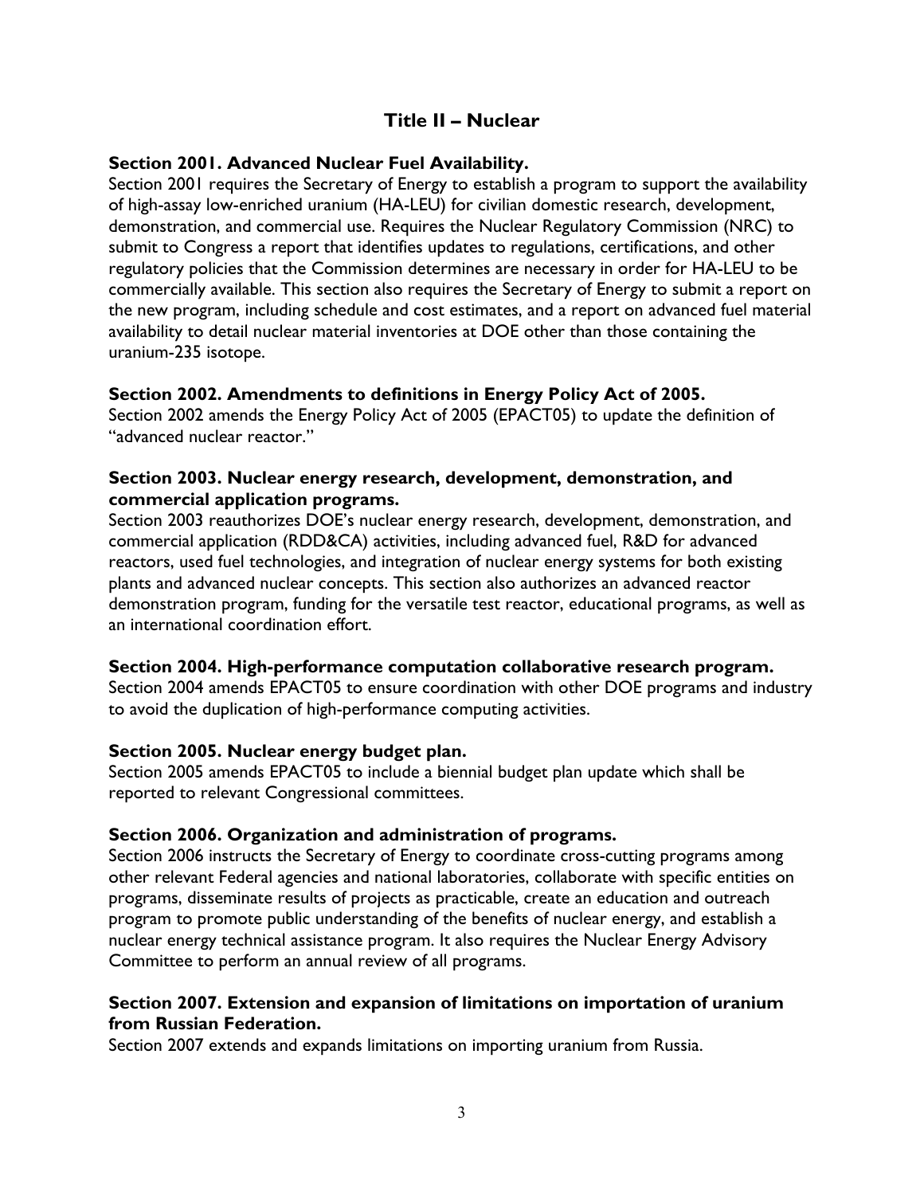## Title II – Nuclear

### Section 2001. Advanced Nuclear Fuel Availability.

Section 2001 requires the Secretary of Energy to establish a program to support the availability of high-assay low-enriched uranium (HA-LEU) for civilian domestic research, development, demonstration, and commercial use. Requires the Nuclear Regulatory Commission (NRC) to submit to Congress a report that identifies updates to regulations, certifications, and other regulatory policies that the Commission determines are necessary in order for HA-LEU to be commercially available. This section also requires the Secretary of Energy to submit a report on the new program, including schedule and cost estimates, and a report on advanced fuel material availability to detail nuclear material inventories at DOE other than those containing the uranium-235 isotope.

### Section 2002. Amendments to definitions in Energy Policy Act of 2005.

Section 2002 amends the Energy Policy Act of 2005 (EPACT05) to update the definition of "advanced nuclear reactor."

### Section 2003. Nuclear energy research, development, demonstration, and commercial application programs.

Section 2003 reauthorizes DOE's nuclear energy research, development, demonstration, and commercial application (RDD&CA) activities, including advanced fuel, R&D for advanced reactors, used fuel technologies, and integration of nuclear energy systems for both existing plants and advanced nuclear concepts. This section also authorizes an advanced reactor demonstration program, funding for the versatile test reactor, educational programs, as well as an international coordination effort.

### Section 2004. High-performance computation collaborative research program.

Section 2004 amends EPACT05 to ensure coordination with other DOE programs and industry to avoid the duplication of high-performance computing activities.

### Section 2005. Nuclear energy budget plan.

Section 2005 amends EPACT05 to include a biennial budget plan update which shall be reported to relevant Congressional committees.

### Section 2006. Organization and administration of programs.

Section 2006 instructs the Secretary of Energy to coordinate cross-cutting programs among other relevant Federal agencies and national laboratories, collaborate with specific entities on programs, disseminate results of projects as practicable, create an education and outreach program to promote public understanding of the benefits of nuclear energy, and establish a nuclear energy technical assistance program. It also requires the Nuclear Energy Advisory Committee to perform an annual review of all programs.

### Section 2007. Extension and expansion of limitations on importation of uranium from Russian Federation.

Section 2007 extends and expands limitations on importing uranium from Russia.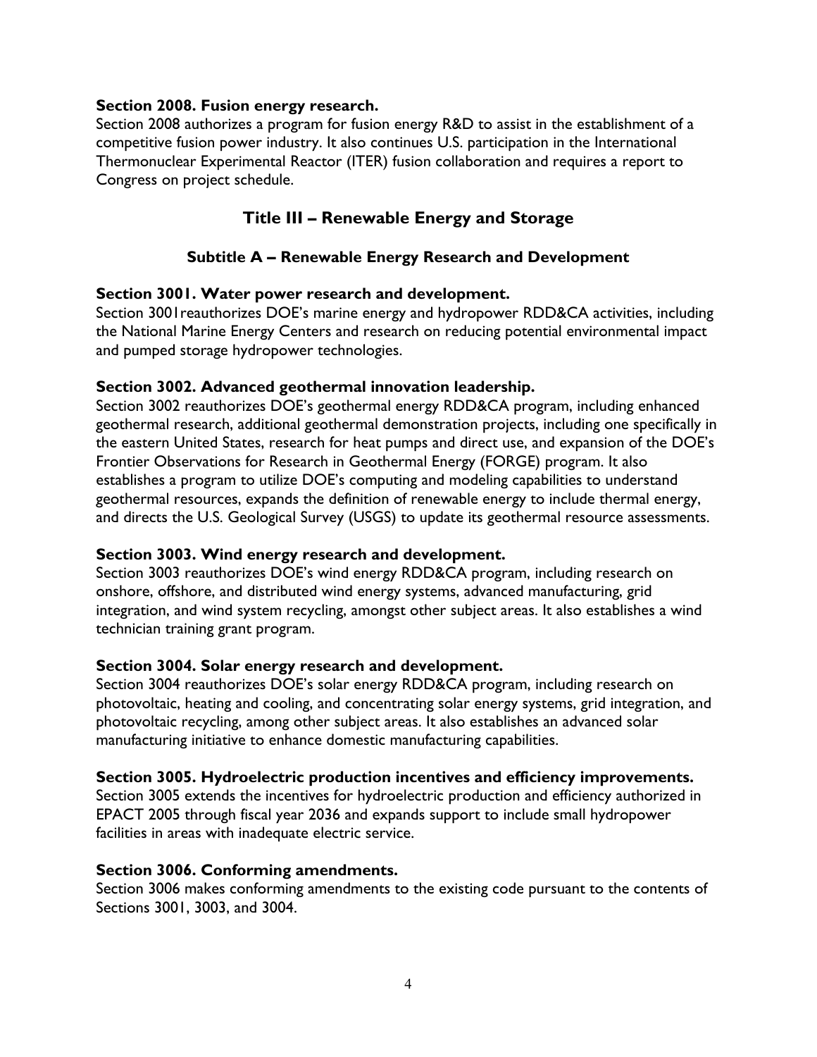**Section 2008. Fusion energy research.**
Section 2008 authorizes a program for fusion energy R&D to assist in the establishment of a competitive fusion power industry. It also continues U.S. participation in the International Thermonuclear Experimental Reactor (ITER) fusion collaboration and requires a report to Congress on project schedule.

## Title III – Renewable Energy and Storage

### Subtitle A – Renewable Energy Research and Development

**Section 3001. Water power research and development.**
Section 3001reauthorizes DOE's marine energy and hydropower RDD&CA activities, including the National Marine Energy Centers and research on reducing potential environmental impact and pumped storage hydropower technologies.

**Section 3002. Advanced geothermal innovation leadership.**
Section 3002 reauthorizes DOE's geothermal energy RDD&CA program, including enhanced geothermal research, additional geothermal demonstration projects, including one specifically in the eastern United States, research for heat pumps and direct use, and expansion of the DOE's Frontier Observations for Research in Geothermal Energy (FORGE) program. It also establishes a program to utilize DOE's computing and modeling capabilities to understand geothermal resources, expands the definition of renewable energy to include thermal energy, and directs the U.S. Geological Survey (USGS) to update its geothermal resource assessments.

**Section 3003. Wind energy research and development.**
Section 3003 reauthorizes DOE's wind energy RDD&CA program, including research on onshore, offshore, and distributed wind energy systems, advanced manufacturing, grid integration, and wind system recycling, amongst other subject areas. It also establishes a wind technician training grant program.

**Section 3004. Solar energy research and development.**
Section 3004 reauthorizes DOE's solar energy RDD&CA program, including research on photovoltaic, heating and cooling, and concentrating solar energy systems, grid integration, and photovoltaic recycling, among other subject areas. It also establishes an advanced solar manufacturing initiative to enhance domestic manufacturing capabilities.

**Section 3005. Hydroelectric production incentives and efficiency improvements.**
Section 3005 extends the incentives for hydroelectric production and efficiency authorized in EPACT 2005 through fiscal year 2036 and expands support to include small hydropower facilities in areas with inadequate electric service.

**Section 3006. Conforming amendments.**
Section 3006 makes conforming amendments to the existing code pursuant to the contents of Sections 3001, 3003, and 3004.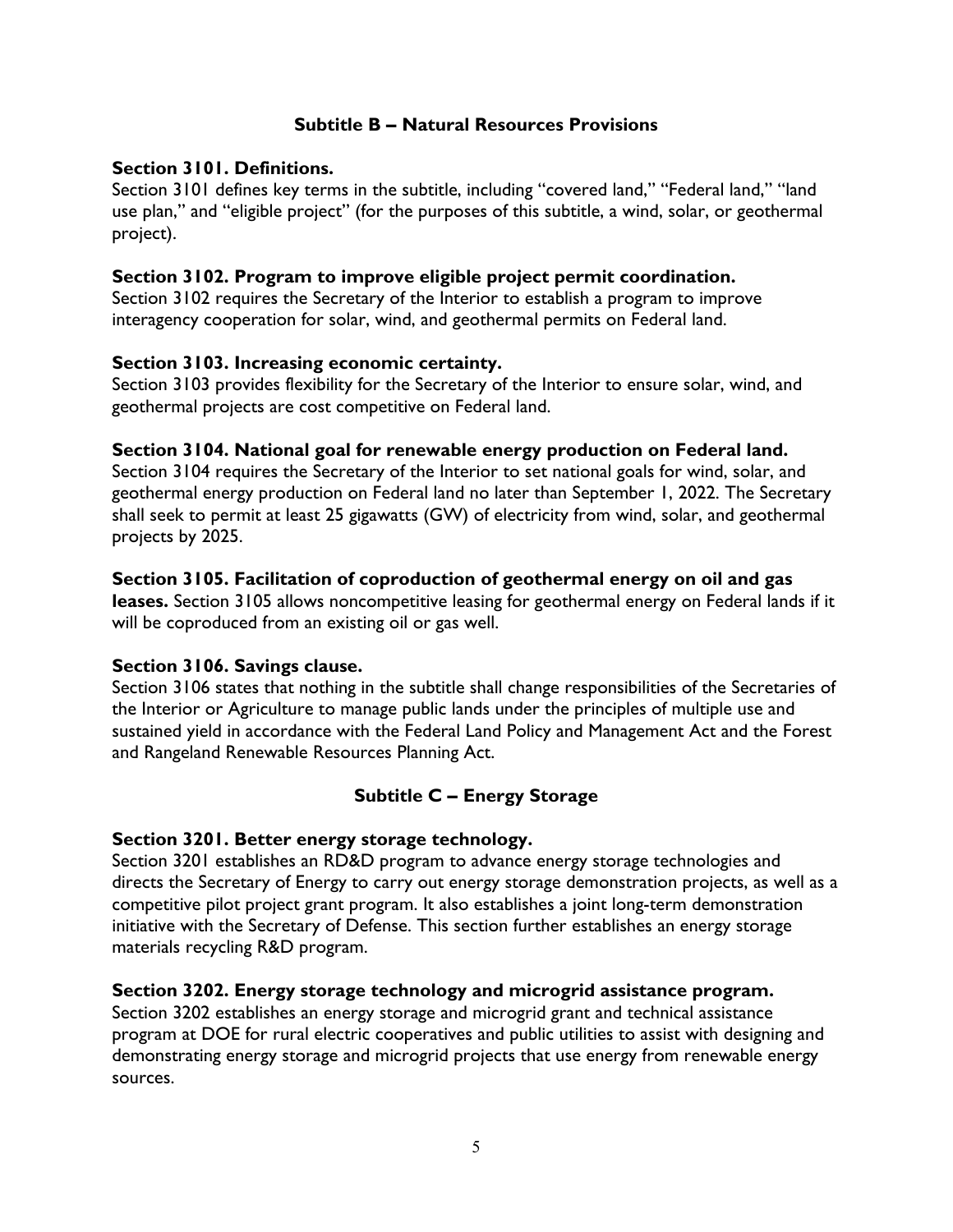## Subtitle B – Natural Resources Provisions

**Section 3101. Definitions.**

Section 3101 defines key terms in the subtitle, including "covered land," "Federal land," "land use plan," and "eligible project" (for the purposes of this subtitle, a wind, solar, or geothermal project).

**Section 3102. Program to improve eligible project permit coordination.**

Section 3102 requires the Secretary of the Interior to establish a program to improve interagency cooperation for solar, wind, and geothermal permits on Federal land.

**Section 3103. Increasing economic certainty.**

Section 3103 provides flexibility for the Secretary of the Interior to ensure solar, wind, and geothermal projects are cost competitive on Federal land.

**Section 3104. National goal for renewable energy production on Federal land.**

Section 3104 requires the Secretary of the Interior to set national goals for wind, solar, and geothermal energy production on Federal land no later than September 1, 2022. The Secretary shall seek to permit at least 25 gigawatts (GW) of electricity from wind, solar, and geothermal projects by 2025.

**Section 3105. Facilitation of coproduction of geothermal energy on oil and gas leases.** Section 3105 allows noncompetitive leasing for geothermal energy on Federal lands if it will be coproduced from an existing oil or gas well.

**Section 3106. Savings clause.**

Section 3106 states that nothing in the subtitle shall change responsibilities of the Secretaries of the Interior or Agriculture to manage public lands under the principles of multiple use and sustained yield in accordance with the Federal Land Policy and Management Act and the Forest and Rangeland Renewable Resources Planning Act.

## Subtitle C – Energy Storage

**Section 3201. Better energy storage technology.**

Section 3201 establishes an RD&D program to advance energy storage technologies and directs the Secretary of Energy to carry out energy storage demonstration projects, as well as a competitive pilot project grant program. It also establishes a joint long-term demonstration initiative with the Secretary of Defense. This section further establishes an energy storage materials recycling R&D program.

**Section 3202. Energy storage technology and microgrid assistance program.**

Section 3202 establishes an energy storage and microgrid grant and technical assistance program at DOE for rural electric cooperatives and public utilities to assist with designing and demonstrating energy storage and microgrid projects that use energy from renewable energy sources.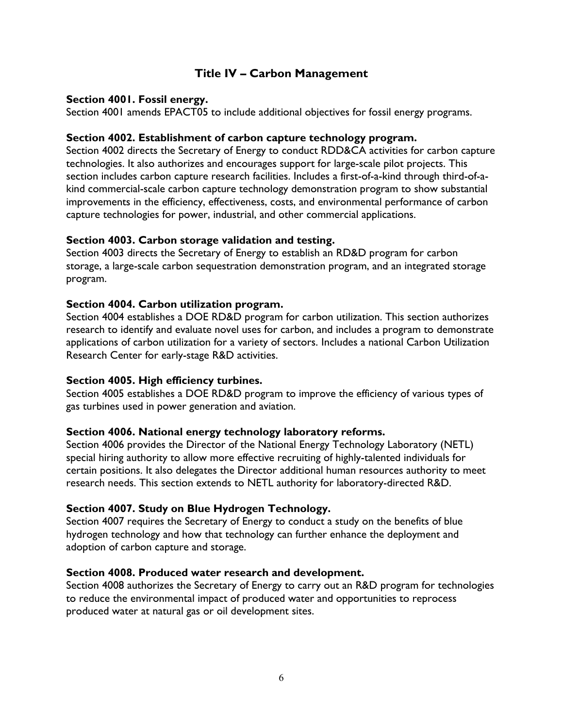# Title IV – Carbon Management

### Section 4001. Fossil energy.

Section 4001 amends EPACT05 to include additional objectives for fossil energy programs.

### Section 4002. Establishment of carbon capture technology program.

Section 4002 directs the Secretary of Energy to conduct RDD&CA activities for carbon capture technologies. It also authorizes and encourages support for large-scale pilot projects. This section includes carbon capture research facilities. Includes a first-of-a-kind through third-of-a-kind commercial-scale carbon capture technology demonstration program to show substantial improvements in the efficiency, effectiveness, costs, and environmental performance of carbon capture technologies for power, industrial, and other commercial applications.

### Section 4003. Carbon storage validation and testing.

Section 4003 directs the Secretary of Energy to establish an RD&D program for carbon storage, a large-scale carbon sequestration demonstration program, and an integrated storage program.

### Section 4004. Carbon utilization program.

Section 4004 establishes a DOE RD&D program for carbon utilization. This section authorizes research to identify and evaluate novel uses for carbon, and includes a program to demonstrate applications of carbon utilization for a variety of sectors. Includes a national Carbon Utilization Research Center for early-stage R&D activities.

### Section 4005. High efficiency turbines.

Section 4005 establishes a DOE RD&D program to improve the efficiency of various types of gas turbines used in power generation and aviation.

### Section 4006. National energy technology laboratory reforms.

Section 4006 provides the Director of the National Energy Technology Laboratory (NETL) special hiring authority to allow more effective recruiting of highly-talented individuals for certain positions. It also delegates the Director additional human resources authority to meet research needs. This section extends to NETL authority for laboratory-directed R&D.

### Section 4007. Study on Blue Hydrogen Technology.

Section 4007 requires the Secretary of Energy to conduct a study on the benefits of blue hydrogen technology and how that technology can further enhance the deployment and adoption of carbon capture and storage.

### Section 4008. Produced water research and development.

Section 4008 authorizes the Secretary of Energy to carry out an R&D program for technologies to reduce the environmental impact of produced water and opportunities to reprocess produced water at natural gas or oil development sites.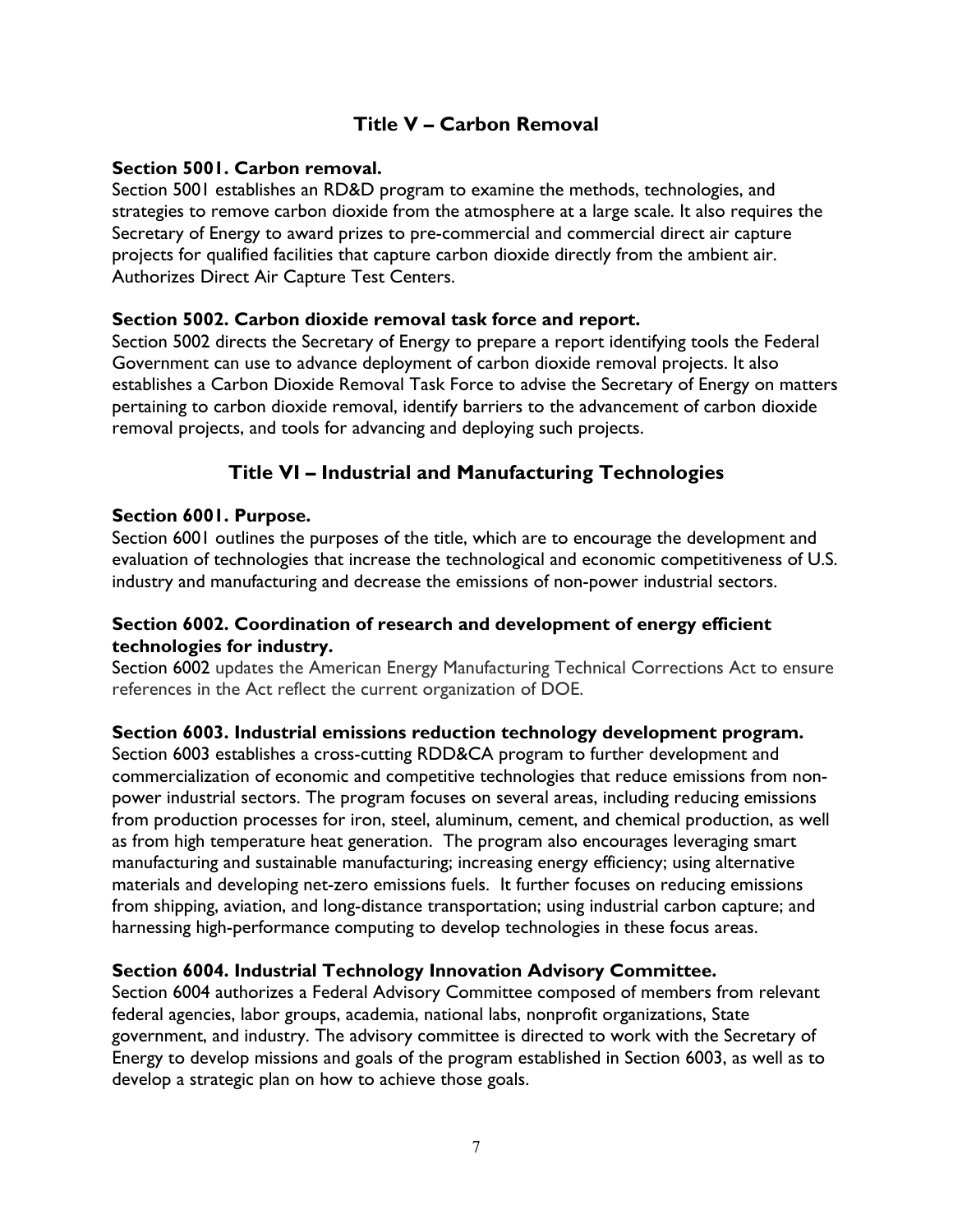## Title V – Carbon Removal

### Section 5001. Carbon removal.

Section 5001 establishes an RD&D program to examine the methods, technologies, and strategies to remove carbon dioxide from the atmosphere at a large scale. It also requires the Secretary of Energy to award prizes to pre-commercial and commercial direct air capture projects for qualified facilities that capture carbon dioxide directly from the ambient air. Authorizes Direct Air Capture Test Centers.

### Section 5002. Carbon dioxide removal task force and report.

Section 5002 directs the Secretary of Energy to prepare a report identifying tools the Federal Government can use to advance deployment of carbon dioxide removal projects. It also establishes a Carbon Dioxide Removal Task Force to advise the Secretary of Energy on matters pertaining to carbon dioxide removal, identify barriers to the advancement of carbon dioxide removal projects, and tools for advancing and deploying such projects.

## Title VI – Industrial and Manufacturing Technologies

### Section 6001. Purpose.

Section 6001 outlines the purposes of the title, which are to encourage the development and evaluation of technologies that increase the technological and economic competitiveness of U.S. industry and manufacturing and decrease the emissions of non-power industrial sectors.

### Section 6002. Coordination of research and development of energy efficient technologies for industry.

Section 6002 updates the American Energy Manufacturing Technical Corrections Act to ensure references in the Act reflect the current organization of DOE.

### Section 6003. Industrial emissions reduction technology development program.

Section 6003 establishes a cross-cutting RDD&CA program to further development and commercialization of economic and competitive technologies that reduce emissions from non-power industrial sectors. The program focuses on several areas, including reducing emissions from production processes for iron, steel, aluminum, cement, and chemical production, as well as from high temperature heat generation. The program also encourages leveraging smart manufacturing and sustainable manufacturing; increasing energy efficiency; using alternative materials and developing net-zero emissions fuels. It further focuses on reducing emissions from shipping, aviation, and long-distance transportation; using industrial carbon capture; and harnessing high-performance computing to develop technologies in these focus areas.

### Section 6004. Industrial Technology Innovation Advisory Committee.

Section 6004 authorizes a Federal Advisory Committee composed of members from relevant federal agencies, labor groups, academia, national labs, nonprofit organizations, State government, and industry. The advisory committee is directed to work with the Secretary of Energy to develop missions and goals of the program established in Section 6003, as well as to develop a strategic plan on how to achieve those goals.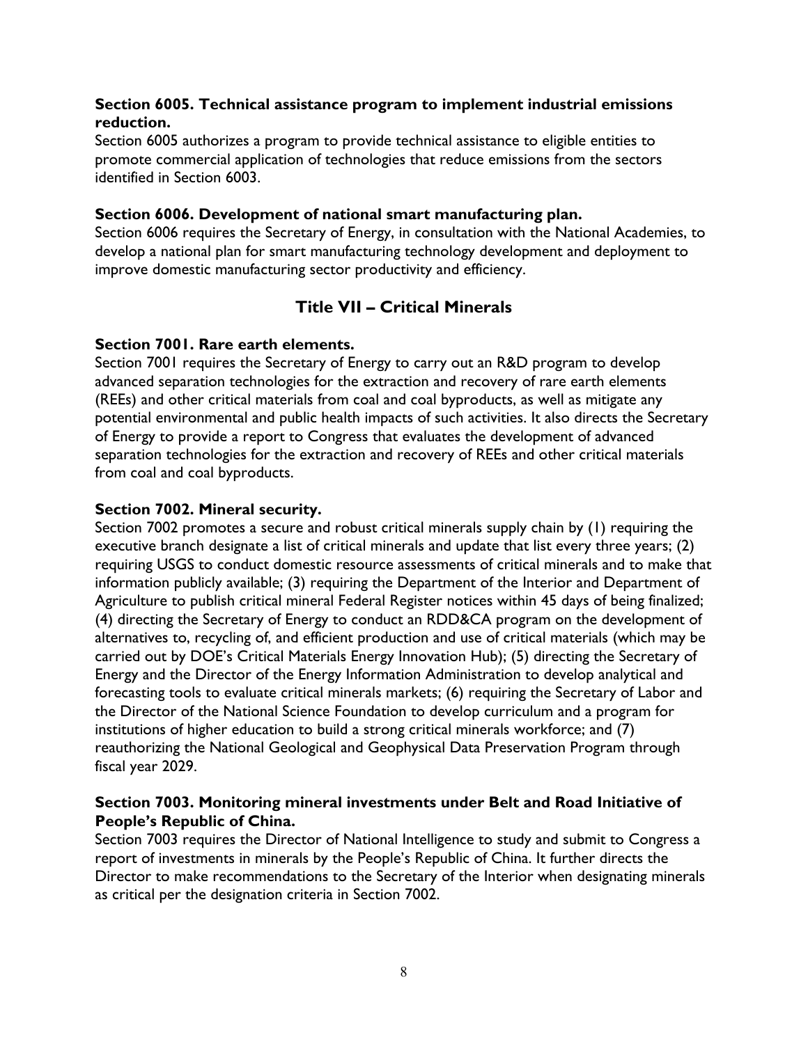**Section 6005. Technical assistance program to implement industrial emissions reduction.**

Section 6005 authorizes a program to provide technical assistance to eligible entities to promote commercial application of technologies that reduce emissions from the sectors identified in Section 6003.

**Section 6006. Development of national smart manufacturing plan.**

Section 6006 requires the Secretary of Energy, in consultation with the National Academies, to develop a national plan for smart manufacturing technology development and deployment to improve domestic manufacturing sector productivity and efficiency.

## Title VII – Critical Minerals

**Section 7001. Rare earth elements.**

Section 7001 requires the Secretary of Energy to carry out an R&D program to develop advanced separation technologies for the extraction and recovery of rare earth elements (REEs) and other critical materials from coal and coal byproducts, as well as mitigate any potential environmental and public health impacts of such activities. It also directs the Secretary of Energy to provide a report to Congress that evaluates the development of advanced separation technologies for the extraction and recovery of REEs and other critical materials from coal and coal byproducts.

**Section 7002. Mineral security.**

Section 7002 promotes a secure and robust critical minerals supply chain by (1) requiring the executive branch designate a list of critical minerals and update that list every three years; (2) requiring USGS to conduct domestic resource assessments of critical minerals and to make that information publicly available; (3) requiring the Department of the Interior and Department of Agriculture to publish critical mineral Federal Register notices within 45 days of being finalized; (4) directing the Secretary of Energy to conduct an RDD&CA program on the development of alternatives to, recycling of, and efficient production and use of critical materials (which may be carried out by DOE's Critical Materials Energy Innovation Hub); (5) directing the Secretary of Energy and the Director of the Energy Information Administration to develop analytical and forecasting tools to evaluate critical minerals markets; (6) requiring the Secretary of Labor and the Director of the National Science Foundation to develop curriculum and a program for institutions of higher education to build a strong critical minerals workforce; and (7) reauthorizing the National Geological and Geophysical Data Preservation Program through fiscal year 2029.

**Section 7003. Monitoring mineral investments under Belt and Road Initiative of People's Republic of China.**

Section 7003 requires the Director of National Intelligence to study and submit to Congress a report of investments in minerals by the People's Republic of China. It further directs the Director to make recommendations to the Secretary of the Interior when designating minerals as critical per the designation criteria in Section 7002.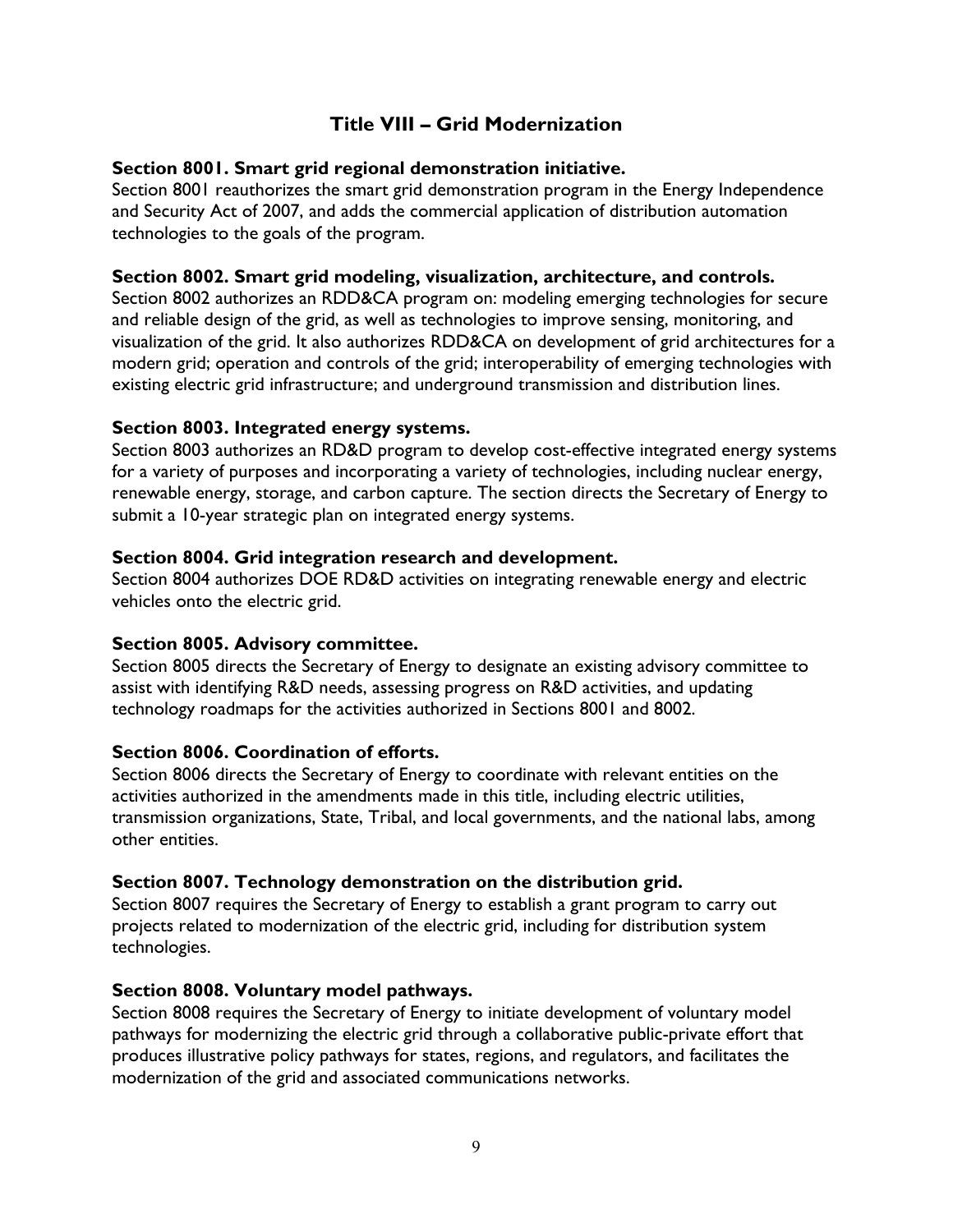## Title VIII – Grid Modernization

### Section 8001. Smart grid regional demonstration initiative.

Section 8001 reauthorizes the smart grid demonstration program in the Energy Independence and Security Act of 2007, and adds the commercial application of distribution automation technologies to the goals of the program.

### Section 8002. Smart grid modeling, visualization, architecture, and controls.

Section 8002 authorizes an RDD&CA program on: modeling emerging technologies for secure and reliable design of the grid, as well as technologies to improve sensing, monitoring, and visualization of the grid. It also authorizes RDD&CA on development of grid architectures for a modern grid; operation and controls of the grid; interoperability of emerging technologies with existing electric grid infrastructure; and underground transmission and distribution lines.

### Section 8003. Integrated energy systems.

Section 8003 authorizes an RD&D program to develop cost-effective integrated energy systems for a variety of purposes and incorporating a variety of technologies, including nuclear energy, renewable energy, storage, and carbon capture. The section directs the Secretary of Energy to submit a 10-year strategic plan on integrated energy systems.

### Section 8004. Grid integration research and development.

Section 8004 authorizes DOE RD&D activities on integrating renewable energy and electric vehicles onto the electric grid.

### Section 8005. Advisory committee.

Section 8005 directs the Secretary of Energy to designate an existing advisory committee to assist with identifying R&D needs, assessing progress on R&D activities, and updating technology roadmaps for the activities authorized in Sections 8001 and 8002.

### Section 8006. Coordination of efforts.

Section 8006 directs the Secretary of Energy to coordinate with relevant entities on the activities authorized in the amendments made in this title, including electric utilities, transmission organizations, State, Tribal, and local governments, and the national labs, among other entities.

### Section 8007. Technology demonstration on the distribution grid.

Section 8007 requires the Secretary of Energy to establish a grant program to carry out projects related to modernization of the electric grid, including for distribution system technologies.

### Section 8008. Voluntary model pathways.

Section 8008 requires the Secretary of Energy to initiate development of voluntary model pathways for modernizing the electric grid through a collaborative public-private effort that produces illustrative policy pathways for states, regions, and regulators, and facilitates the modernization of the grid and associated communications networks.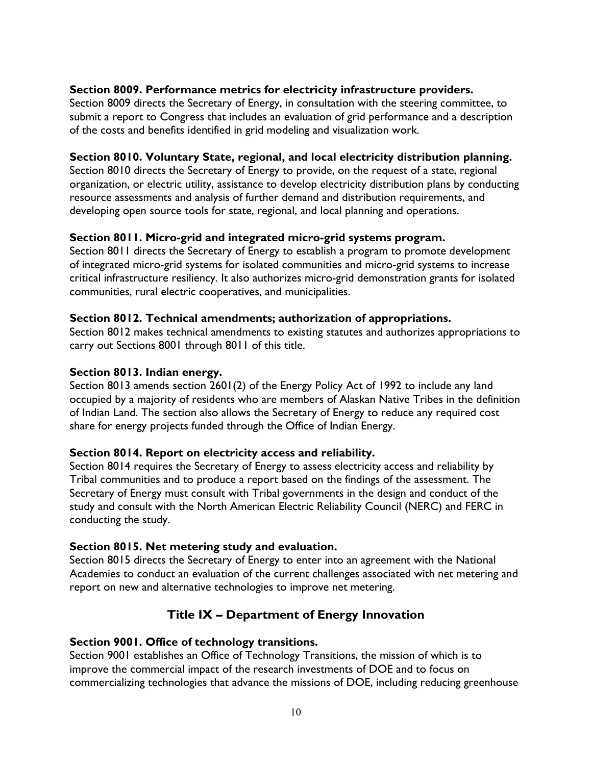**Section 8009. Performance metrics for electricity infrastructure providers.**
Section 8009 directs the Secretary of Energy, in consultation with the steering committee, to submit a report to Congress that includes an evaluation of grid performance and a description of the costs and benefits identified in grid modeling and visualization work.

**Section 8010. Voluntary State, regional, and local electricity distribution planning.**
Section 8010 directs the Secretary of Energy to provide, on the request of a state, regional organization, or electric utility, assistance to develop electricity distribution plans by conducting resource assessments and analysis of further demand and distribution requirements, and developing open source tools for state, regional, and local planning and operations.

**Section 8011. Micro-grid and integrated micro-grid systems program.**
Section 8011 directs the Secretary of Energy to establish a program to promote development of integrated micro-grid systems for isolated communities and micro-grid systems to increase critical infrastructure resiliency. It also authorizes micro-grid demonstration grants for isolated communities, rural electric cooperatives, and municipalities.

**Section 8012. Technical amendments; authorization of appropriations.**
Section 8012 makes technical amendments to existing statutes and authorizes appropriations to carry out Sections 8001 through 8011 of this title.

**Section 8013. Indian energy.**
Section 8013 amends section 2601(2) of the Energy Policy Act of 1992 to include any land occupied by a majority of residents who are members of Alaskan Native Tribes in the definition of Indian Land. The section also allows the Secretary of Energy to reduce any required cost share for energy projects funded through the Office of Indian Energy.

**Section 8014. Report on electricity access and reliability.**
Section 8014 requires the Secretary of Energy to assess electricity access and reliability by Tribal communities and to produce a report based on the findings of the assessment. The Secretary of Energy must consult with Tribal governments in the design and conduct of the study and consult with the North American Electric Reliability Council (NERC) and FERC in conducting the study.

**Section 8015. Net metering study and evaluation.**
Section 8015 directs the Secretary of Energy to enter into an agreement with the National Academies to conduct an evaluation of the current challenges associated with net metering and report on new and alternative technologies to improve net metering.

## Title IX – Department of Energy Innovation

**Section 9001. Office of technology transitions.**
Section 9001 establishes an Office of Technology Transitions, the mission of which is to improve the commercial impact of the research investments of DOE and to focus on commercializing technologies that advance the missions of DOE, including reducing greenhouse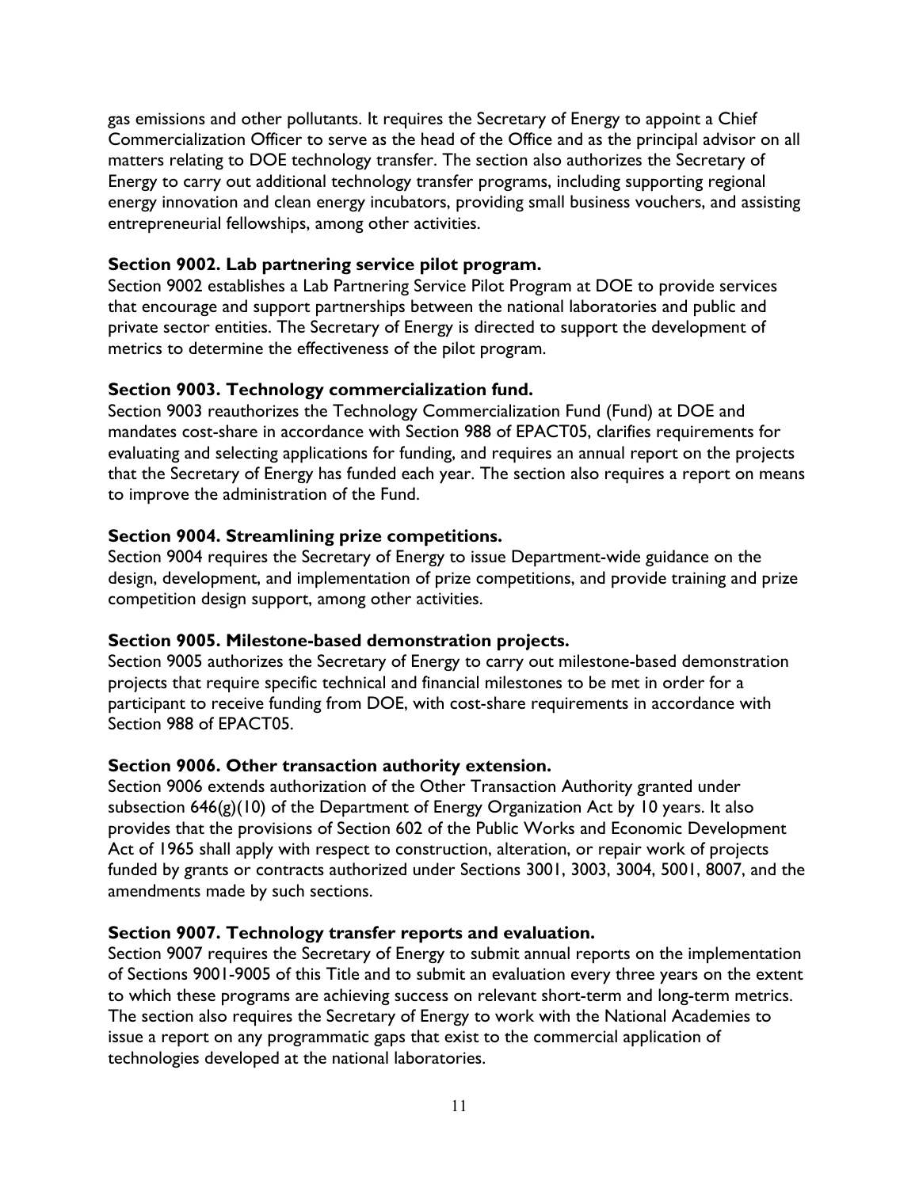gas emissions and other pollutants. It requires the Secretary of Energy to appoint a Chief Commercialization Officer to serve as the head of the Office and as the principal advisor on all matters relating to DOE technology transfer. The section also authorizes the Secretary of Energy to carry out additional technology transfer programs, including supporting regional energy innovation and clean energy incubators, providing small business vouchers, and assisting entrepreneurial fellowships, among other activities.

**Section 9002. Lab partnering service pilot program.**
Section 9002 establishes a Lab Partnering Service Pilot Program at DOE to provide services that encourage and support partnerships between the national laboratories and public and private sector entities. The Secretary of Energy is directed to support the development of metrics to determine the effectiveness of the pilot program.

**Section 9003. Technology commercialization fund.**
Section 9003 reauthorizes the Technology Commercialization Fund (Fund) at DOE and mandates cost-share in accordance with Section 988 of EPACT05, clarifies requirements for evaluating and selecting applications for funding, and requires an annual report on the projects that the Secretary of Energy has funded each year. The section also requires a report on means to improve the administration of the Fund.

**Section 9004. Streamlining prize competitions.**
Section 9004 requires the Secretary of Energy to issue Department-wide guidance on the design, development, and implementation of prize competitions, and provide training and prize competition design support, among other activities.

**Section 9005. Milestone-based demonstration projects.**
Section 9005 authorizes the Secretary of Energy to carry out milestone-based demonstration projects that require specific technical and financial milestones to be met in order for a participant to receive funding from DOE, with cost-share requirements in accordance with Section 988 of EPACT05.

**Section 9006. Other transaction authority extension.**
Section 9006 extends authorization of the Other Transaction Authority granted under subsection 646(g)(10) of the Department of Energy Organization Act by 10 years. It also provides that the provisions of Section 602 of the Public Works and Economic Development Act of 1965 shall apply with respect to construction, alteration, or repair work of projects funded by grants or contracts authorized under Sections 3001, 3003, 3004, 5001, 8007, and the amendments made by such sections.

**Section 9007. Technology transfer reports and evaluation.**
Section 9007 requires the Secretary of Energy to submit annual reports on the implementation of Sections 9001-9005 of this Title and to submit an evaluation every three years on the extent to which these programs are achieving success on relevant short-term and long-term metrics. The section also requires the Secretary of Energy to work with the National Academies to issue a report on any programmatic gaps that exist to the commercial application of technologies developed at the national laboratories.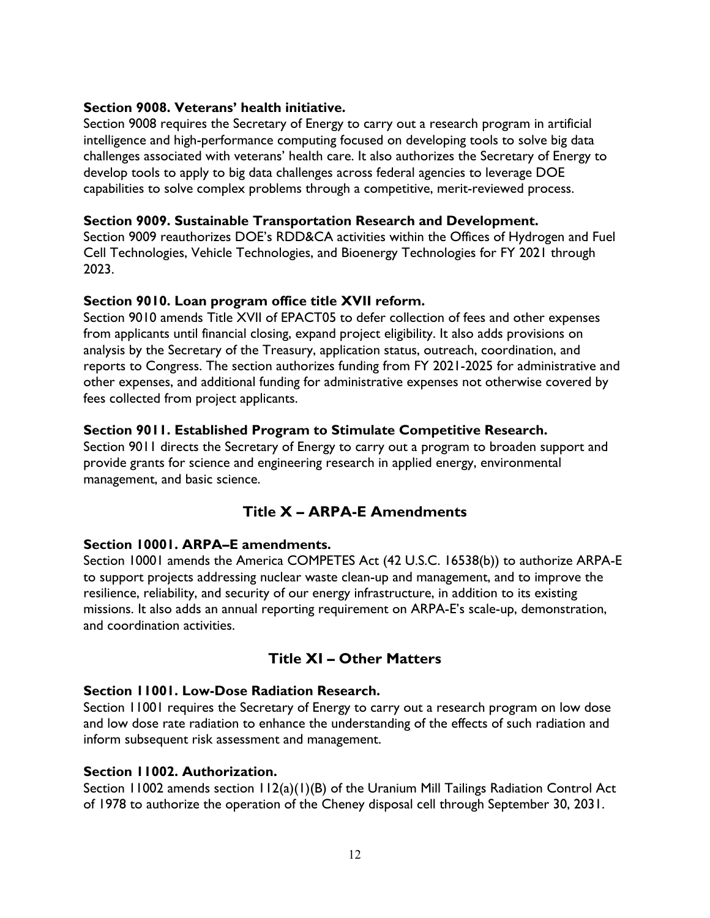### Section 9008. Veterans' health initiative.

Section 9008 requires the Secretary of Energy to carry out a research program in artificial intelligence and high-performance computing focused on developing tools to solve big data challenges associated with veterans' health care. It also authorizes the Secretary of Energy to develop tools to apply to big data challenges across federal agencies to leverage DOE capabilities to solve complex problems through a competitive, merit-reviewed process.

### Section 9009. Sustainable Transportation Research and Development.

Section 9009 reauthorizes DOE's RDD&CA activities within the Offices of Hydrogen and Fuel Cell Technologies, Vehicle Technologies, and Bioenergy Technologies for FY 2021 through 2023.

### Section 9010. Loan program office title XVII reform.

Section 9010 amends Title XVII of EPACT05 to defer collection of fees and other expenses from applicants until financial closing, expand project eligibility. It also adds provisions on analysis by the Secretary of the Treasury, application status, outreach, coordination, and reports to Congress. The section authorizes funding from FY 2021-2025 for administrative and other expenses, and additional funding for administrative expenses not otherwise covered by fees collected from project applicants.

### Section 9011. Established Program to Stimulate Competitive Research.

Section 9011 directs the Secretary of Energy to carry out a program to broaden support and provide grants for science and engineering research in applied energy, environmental management, and basic science.

## Title X – ARPA-E Amendments

### Section 10001. ARPA–E amendments.

Section 10001 amends the America COMPETES Act (42 U.S.C. 16538(b)) to authorize ARPA-E to support projects addressing nuclear waste clean-up and management, and to improve the resilience, reliability, and security of our energy infrastructure, in addition to its existing missions. It also adds an annual reporting requirement on ARPA-E's scale-up, demonstration, and coordination activities.

## Title XI – Other Matters

### Section 11001. Low-Dose Radiation Research.

Section 11001 requires the Secretary of Energy to carry out a research program on low dose and low dose rate radiation to enhance the understanding of the effects of such radiation and inform subsequent risk assessment and management.

### Section 11002. Authorization.

Section 11002 amends section 112(a)(1)(B) of the Uranium Mill Tailings Radiation Control Act of 1978 to authorize the operation of the Cheney disposal cell through September 30, 2031.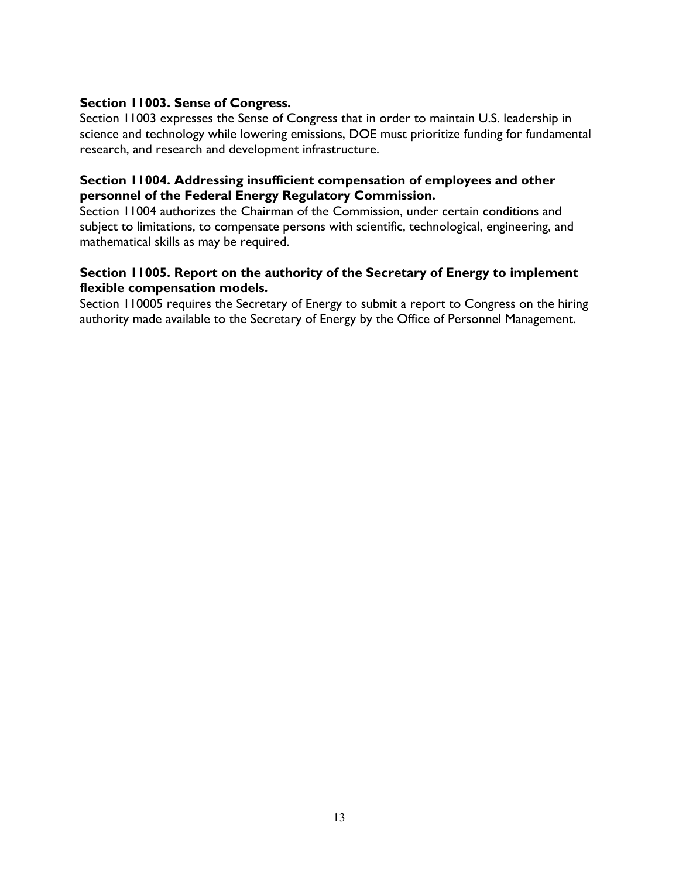**Section 11003. Sense of Congress.**

Section 11003 expresses the Sense of Congress that in order to maintain U.S. leadership in science and technology while lowering emissions, DOE must prioritize funding for fundamental research, and research and development infrastructure.

**Section 11004. Addressing insufficient compensation of employees and other personnel of the Federal Energy Regulatory Commission.**

Section 11004 authorizes the Chairman of the Commission, under certain conditions and subject to limitations, to compensate persons with scientific, technological, engineering, and mathematical skills as may be required.

**Section 11005. Report on the authority of the Secretary of Energy to implement flexible compensation models.**

Section 110005 requires the Secretary of Energy to submit a report to Congress on the hiring authority made available to the Secretary of Energy by the Office of Personnel Management.